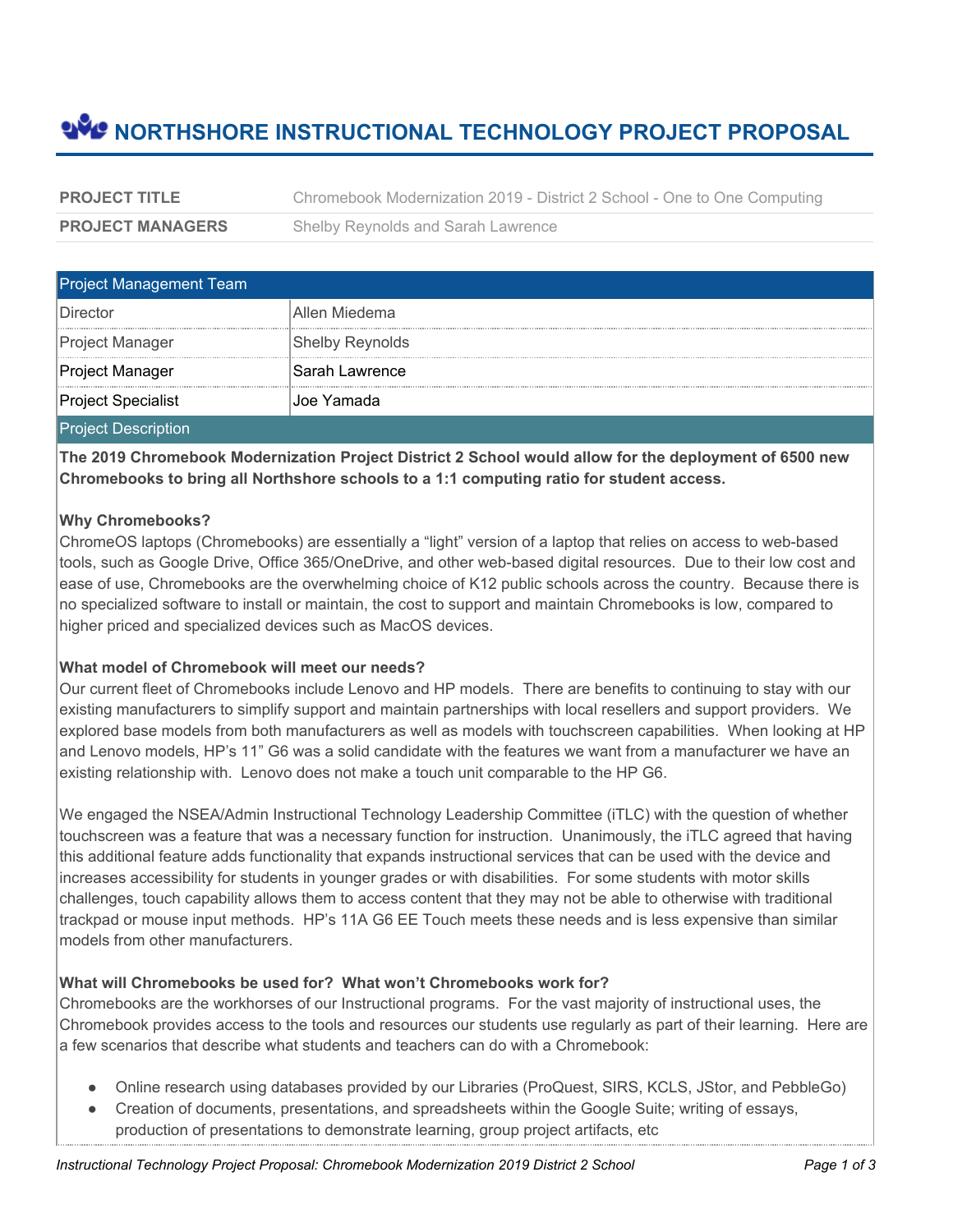# NORTHSHORE INSTRUCTIONAL TECHNOLOGY PROJECT PROPOSAL

| | |
|---|---|
| **PROJECT TITLE** | Chromebook Modernization 2019 - District 2 School - One to One Computing |
| **PROJECT MANAGERS** | Shelby Reynolds and Sarah Lawrence |

| Project Management Team | |
|---|---|
| Director | Allen Miedema |
| Project Manager | Shelby Reynolds |
| Project Manager | Sarah Lawrence |
| Project Specialist | Joe Yamada |

## Project Description

**The 2019 Chromebook Modernization Project District 2 School would allow for the deployment of 6500 new Chromebooks to bring all Northshore schools to a 1:1 computing ratio for student access.**

**Why Chromebooks?**

ChromeOS laptops (Chromebooks) are essentially a "light" version of a laptop that relies on access to web-based tools, such as Google Drive, Office 365/OneDrive, and other web-based digital resources. Due to their low cost and ease of use, Chromebooks are the overwhelming choice of K12 public schools across the country. Because there is no specialized software to install or maintain, the cost to support and maintain Chromebooks is low, compared to higher priced and specialized devices such as MacOS devices.

**What model of Chromebook will meet our needs?**

Our current fleet of Chromebooks include Lenovo and HP models. There are benefits to continuing to stay with our existing manufacturers to simplify support and maintain partnerships with local resellers and support providers. We explored base models from both manufacturers as well as models with touchscreen capabilities. When looking at HP and Lenovo models, HP's 11" G6 was a solid candidate with the features we want from a manufacturer we have an existing relationship with. Lenovo does not make a touch unit comparable to the HP G6.

We engaged the NSEA/Admin Instructional Technology Leadership Committee (iTLC) with the question of whether touchscreen was a feature that was a necessary function for instruction. Unanimously, the iTLC agreed that having this additional feature adds functionality that expands instructional services that can be used with the device and increases accessibility for students in younger grades or with disabilities. For some students with motor skills challenges, touch capability allows them to access content that they may not be able to otherwise with traditional trackpad or mouse input methods. HP's 11A G6 EE Touch meets these needs and is less expensive than similar models from other manufacturers.

**What will Chromebooks be used for? What won't Chromebooks work for?**

Chromebooks are the workhorses of our Instructional programs. For the vast majority of instructional uses, the Chromebook provides access to the tools and resources our students use regularly as part of their learning. Here are a few scenarios that describe what students and teachers can do with a Chromebook:

- Online research using databases provided by our Libraries (ProQuest, SIRS, KCLS, JStor, and PebbleGo)
- Creation of documents, presentations, and spreadsheets within the Google Suite; writing of essays, production of presentations to demonstrate learning, group project artifacts, etc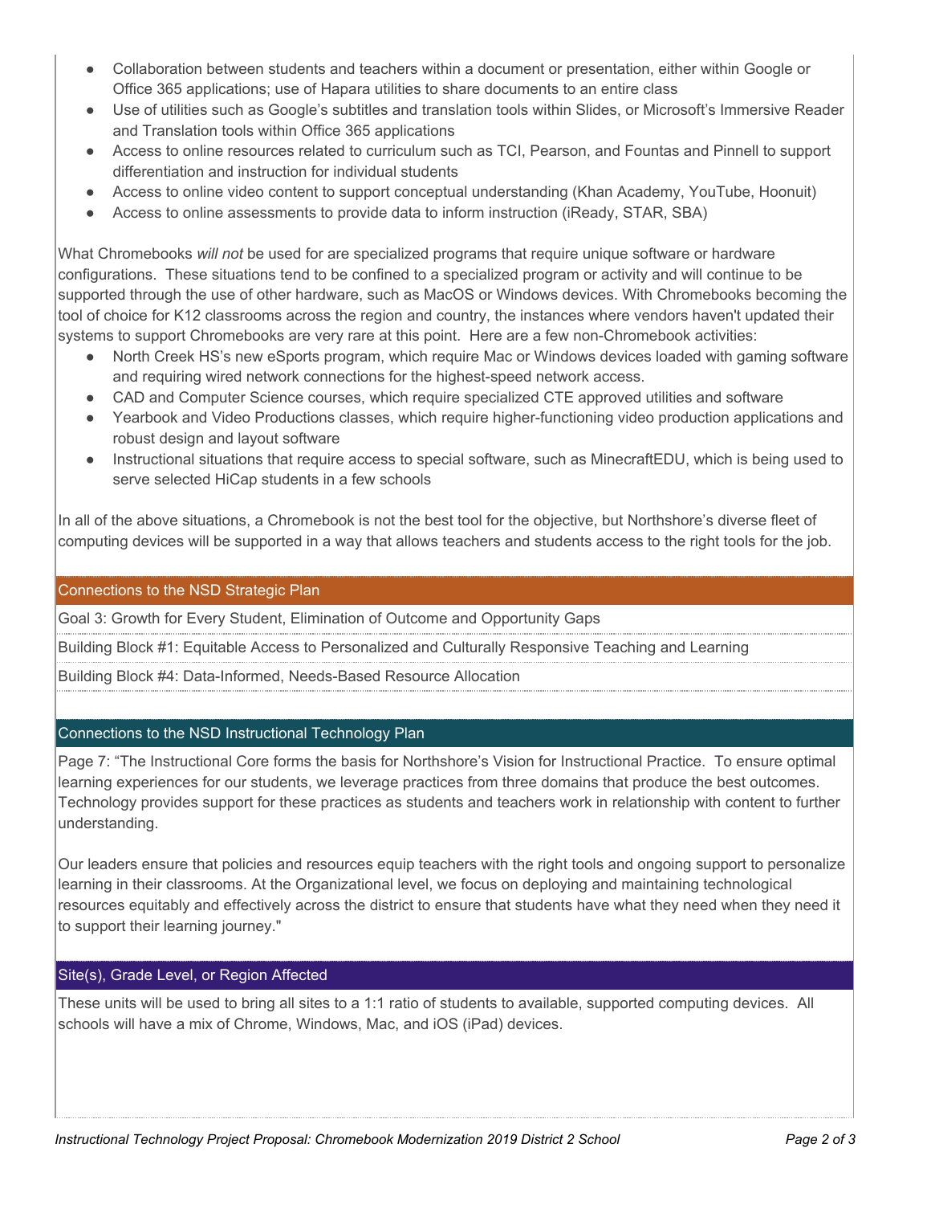- Collaboration between students and teachers within a document or presentation, either within Google or Office 365 applications; use of Hapara utilities to share documents to an entire class
- Use of utilities such as Google's subtitles and translation tools within Slides, or Microsoft's Immersive Reader and Translation tools within Office 365 applications
- Access to online resources related to curriculum such as TCI, Pearson, and Fountas and Pinnell to support differentiation and instruction for individual students
- Access to online video content to support conceptual understanding (Khan Academy, YouTube, Hoonuit)
- Access to online assessments to provide data to inform instruction (iReady, STAR, SBA)

What Chromebooks *will not* be used for are specialized programs that require unique software or hardware configurations. These situations tend to be confined to a specialized program or activity and will continue to be supported through the use of other hardware, such as MacOS or Windows devices. With Chromebooks becoming the tool of choice for K12 classrooms across the region and country, the instances where vendors haven't updated their systems to support Chromebooks are very rare at this point. Here are a few non-Chromebook activities:

- North Creek HS's new eSports program, which require Mac or Windows devices loaded with gaming software and requiring wired network connections for the highest-speed network access.
- CAD and Computer Science courses, which require specialized CTE approved utilities and software
- Yearbook and Video Productions classes, which require higher-functioning video production applications and robust design and layout software
- Instructional situations that require access to special software, such as MinecraftEDU, which is being used to serve selected HiCap students in a few schools

In all of the above situations, a Chromebook is not the best tool for the objective, but Northshore's diverse fleet of computing devices will be supported in a way that allows teachers and students access to the right tools for the job.

## Connections to the NSD Strategic Plan

Goal 3: Growth for Every Student, Elimination of Outcome and Opportunity Gaps

Building Block #1: Equitable Access to Personalized and Culturally Responsive Teaching and Learning

Building Block #4: Data-Informed, Needs-Based Resource Allocation

## Connections to the NSD Instructional Technology Plan

Page 7: "The Instructional Core forms the basis for Northshore's Vision for Instructional Practice. To ensure optimal learning experiences for our students, we leverage practices from three domains that produce the best outcomes. Technology provides support for these practices as students and teachers work in relationship with content to further understanding.

Our leaders ensure that policies and resources equip teachers with the right tools and ongoing support to personalize learning in their classrooms. At the Organizational level, we focus on deploying and maintaining technological resources equitably and effectively across the district to ensure that students have what they need when they need it to support their learning journey."

## Site(s), Grade Level, or Region Affected

These units will be used to bring all sites to a 1:1 ratio of students to available, supported computing devices. All schools will have a mix of Chrome, Windows, Mac, and iOS (iPad) devices.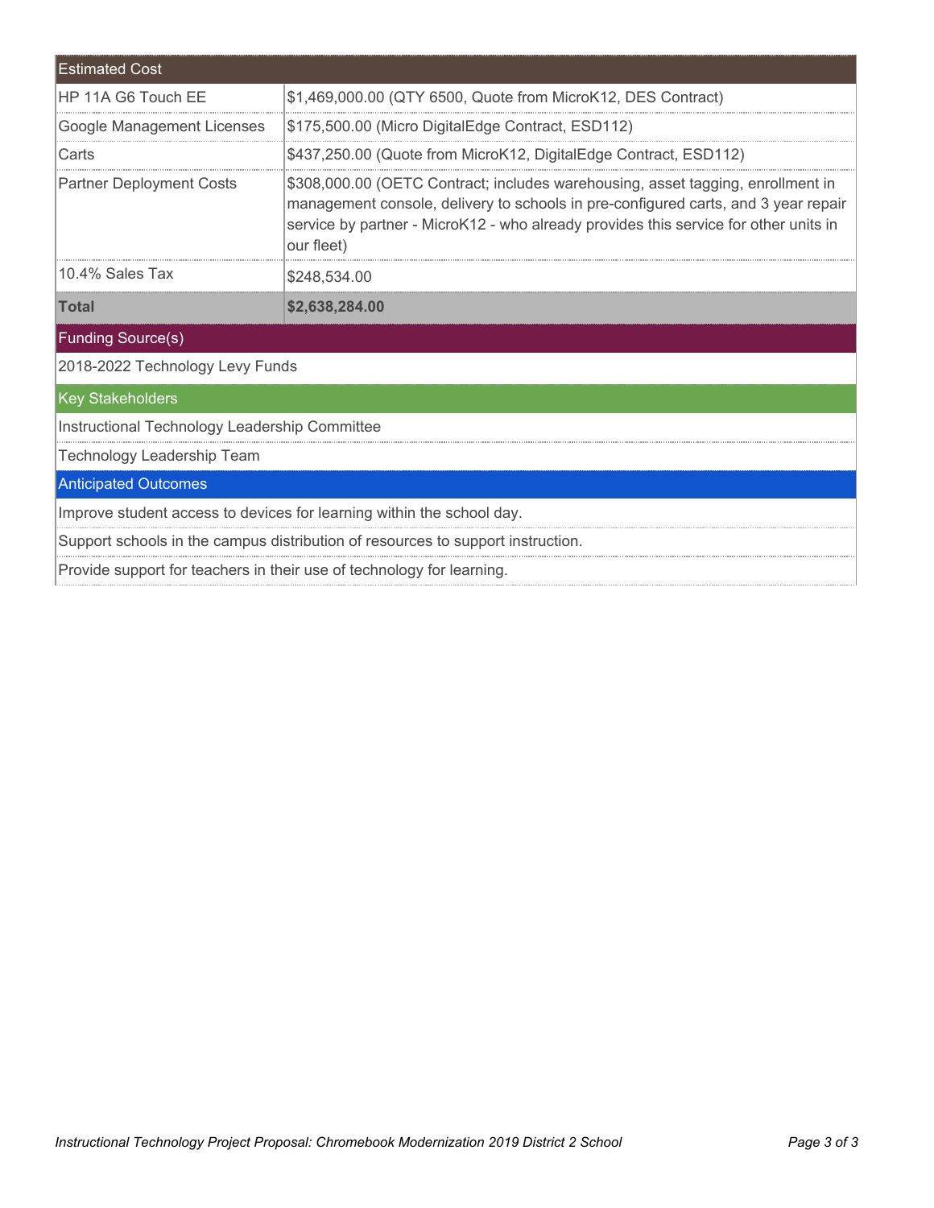| Estimated Cost | |
|---|---|
| HP 11A G6 Touch EE | $1,469,000.00 (QTY 6500, Quote from MicroK12, DES Contract) |
| Google Management Licenses | $175,500.00 (Micro DigitalEdge Contract, ESD112) |
| Carts | $437,250.00 (Quote from MicroK12, DigitalEdge Contract, ESD112) |
| Partner Deployment Costs | $308,000.00 (OETC Contract; includes warehousing, asset tagging, enrollment in management console, delivery to schools in pre-configured carts, and 3 year repair service by partner - MicroK12 - who already provides this service for other units in our fleet) |
| 10.4% Sales Tax | $248,534.00 |
| **Total** | **$2,638,284.00** |

## Funding Source(s)

2018-2022 Technology Levy Funds

## Key Stakeholders

Instructional Technology Leadership Committee

Technology Leadership Team

## Anticipated Outcomes

Improve student access to devices for learning within the school day.

Support schools in the campus distribution of resources to support instruction.

Provide support for teachers in their use of technology for learning.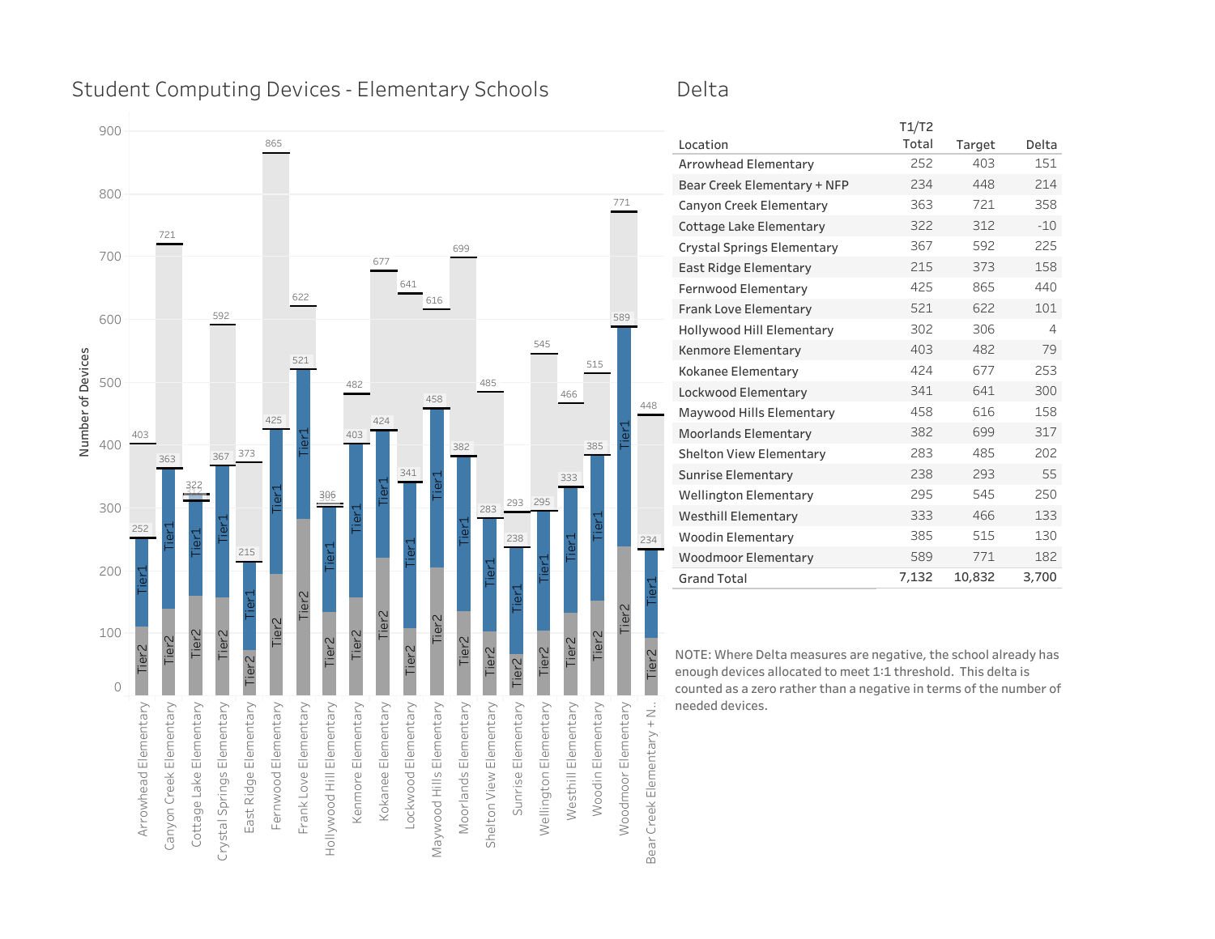## Student Computing Devices - Elementary Schools

## Delta

| Location | T1/T2 Total | Target | Delta |
|---|---|---|---|
| Arrowhead Elementary | 252 | 403 | 151 |
| Bear Creek Elementary + NFP | 234 | 448 | 214 |
| Canyon Creek Elementary | 363 | 721 | 358 |
| Cottage Lake Elementary | 322 | 312 | -10 |
| Crystal Springs Elementary | 367 | 592 | 225 |
| East Ridge Elementary | 215 | 373 | 158 |
| Fernwood Elementary | 425 | 865 | 440 |
| Frank Love Elementary | 521 | 622 | 101 |
| Hollywood Hill Elementary | 302 | 306 | 4 |
| Kenmore Elementary | 403 | 482 | 79 |
| Kokanee Elementary | 424 | 677 | 253 |
| Lockwood Elementary | 341 | 641 | 300 |
| Maywood Hills Elementary | 458 | 616 | 158 |
| Moorlands Elementary | 382 | 699 | 317 |
| Shelton View Elementary | 283 | 485 | 202 |
| Sunrise Elementary | 238 | 293 | 55 |
| Wellington Elementary | 295 | 545 | 250 |
| Westhill Elementary | 333 | 466 | 133 |
| Woodin Elementary | 385 | 515 | 130 |
| Woodmoor Elementary | 589 | 771 | 182 |
| Grand Total | 7,132 | 10,832 | 3,700 |

NOTE: Where Delta measures are negative, the school already has enough devices allocated to meet 1:1 threshold. This delta is counted as a zero rather than a negative in terms of the number of needed devices.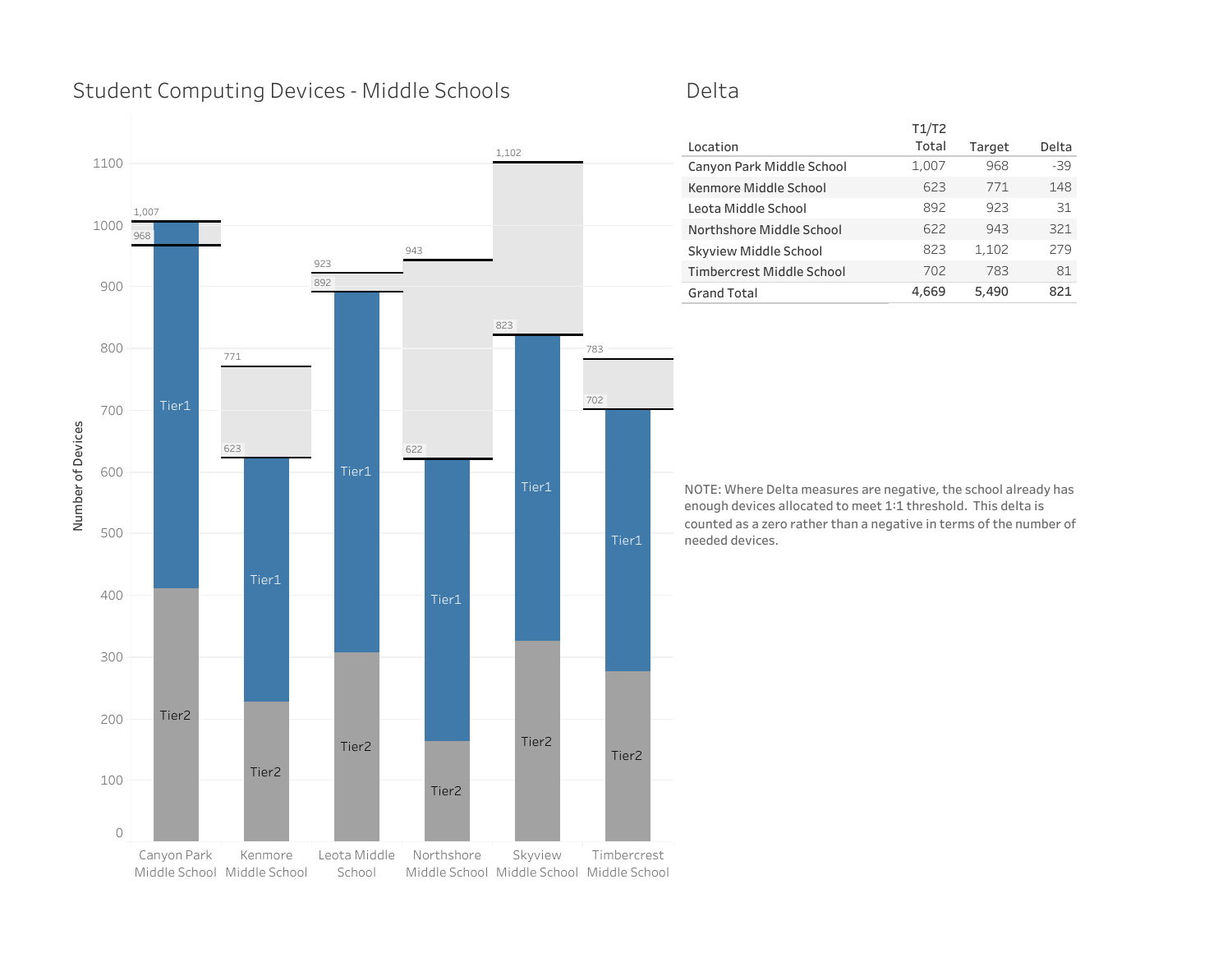## Student Computing Devices - Middle Schools

## Delta

| Location | T1/T2 Total | Target | Delta |
|---|---|---|---|
| Canyon Park Middle School | 1,007 | 968 | -39 |
| Kenmore Middle School | 623 | 771 | 148 |
| Leota Middle School | 892 | 923 | 31 |
| Northshore Middle School | 622 | 943 | 321 |
| Skyview Middle School | 823 | 1,102 | 279 |
| Timbercrest Middle School | 702 | 783 | 81 |
| Grand Total | 4,669 | 5,490 | 821 |

NOTE: Where Delta measures are negative, the school already has enough devices allocated to meet 1:1 threshold. This delta is counted as a zero rather than a negative in terms of the number of needed devices.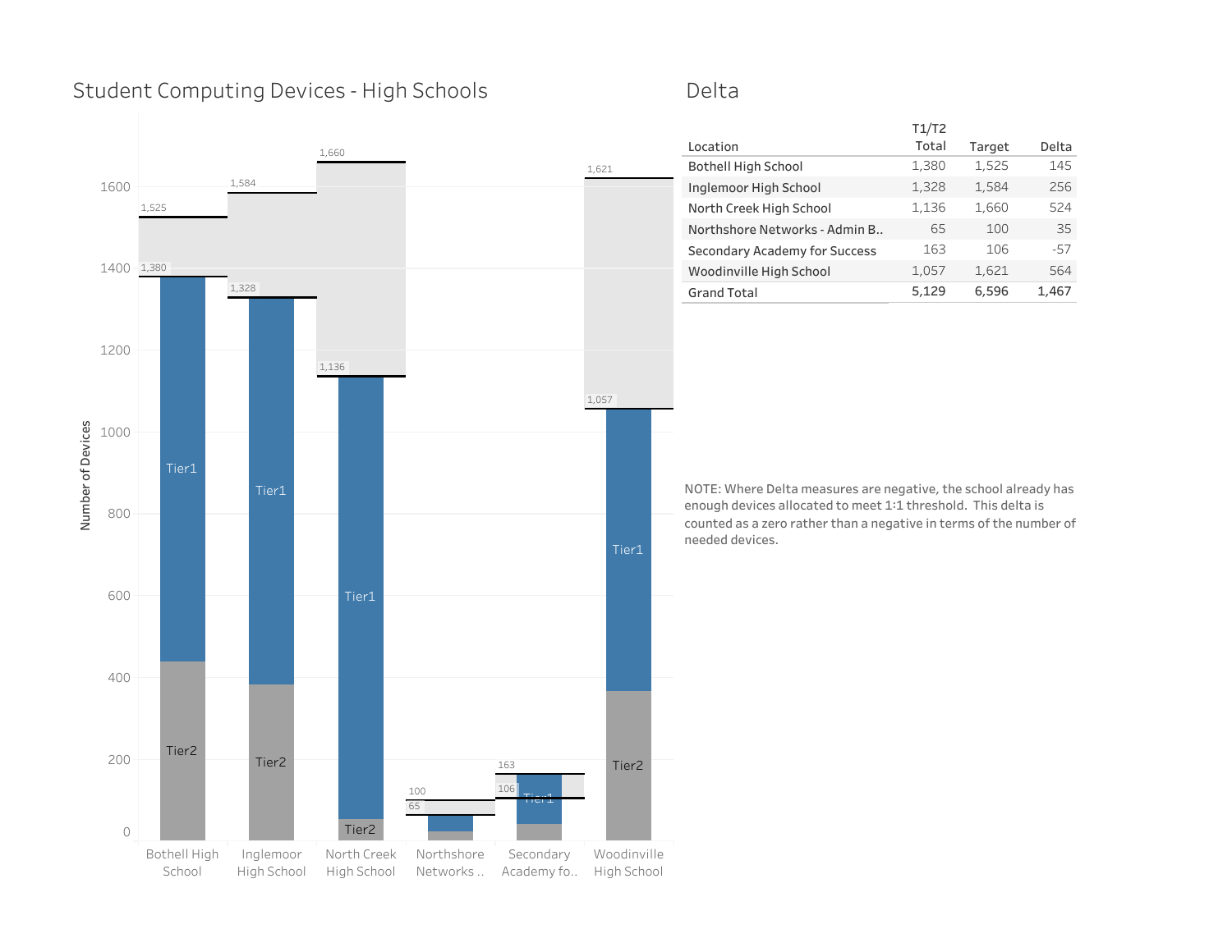## Student Computing Devices - High Schools

Number of Devices

0
200
400
600
800
1000
1200
1400
1600

Bothell High School: 1,525 / 1,380 — Tier1, Tier2
Inglemoor High School: 1,584 / 1,328 — Tier1, Tier2
North Creek High School: 1,660 / 1,136 — Tier1, Tier2
Northshore Networks ..: 100 / 65
Secondary Academy fo..: 163 / 106 — Tier1
Woodinville High School: 1,621 / 1,057 — Tier1, Tier2

## Delta

| Location | T1/T2 Total | Target | Delta |
|---|---|---|---|
| Bothell High School | 1,380 | 1,525 | 145 |
| Inglemoor High School | 1,328 | 1,584 | 256 |
| North Creek High School | 1,136 | 1,660 | 524 |
| Northshore Networks - Admin B.. | 65 | 100 | 35 |
| Secondary Academy for Success | 163 | 106 | -57 |
| Woodinville High School | 1,057 | 1,621 | 564 |
| Grand Total | 5,129 | 6,596 | 1,467 |

NOTE: Where Delta measures are negative, the school already has enough devices allocated to meet 1:1 threshold. This delta is counted as a zero rather than a negative in terms of the number of needed devices.